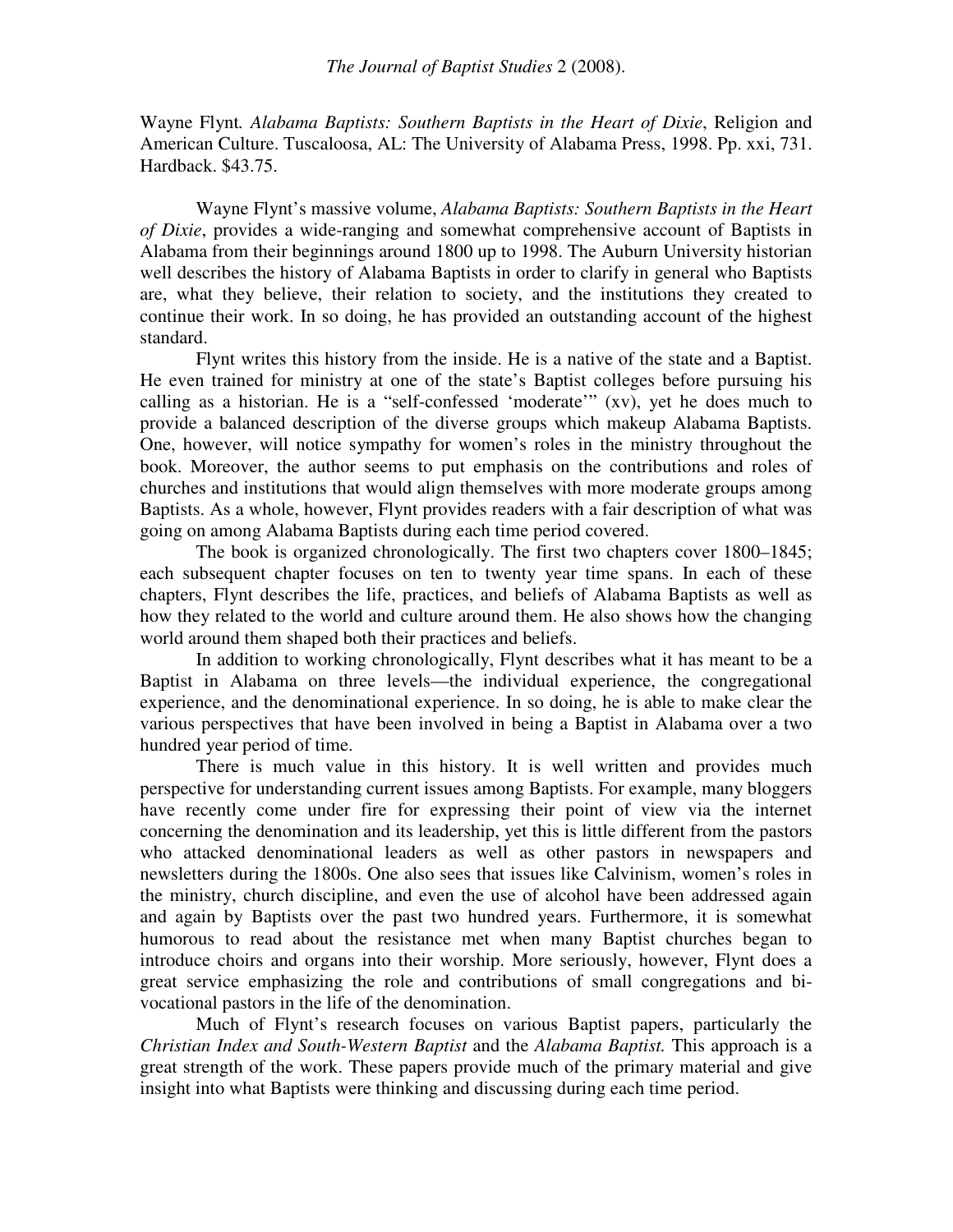Wayne Flynt*. Alabama Baptists: Southern Baptists in the Heart of Dixie*, Religion and American Culture. Tuscaloosa, AL: The University of Alabama Press, 1998. Pp. xxi, 731. Hardback. $43.75.

Wayne Flynt's massive volume, *Alabama Baptists: Southern Baptists in the Heart of Dixie*, provides a wide-ranging and somewhat comprehensive account of Baptists in Alabama from their beginnings around 1800 up to 1998. The Auburn University historian well describes the history of Alabama Baptists in order to clarify in general who Baptists are, what they believe, their relation to society, and the institutions they created to continue their work. In so doing, he has provided an outstanding account of the highest standard.

Flynt writes this history from the inside. He is a native of the state and a Baptist. He even trained for ministry at one of the state's Baptist colleges before pursuing his calling as a historian. He is a "self-confessed 'moderate'" (xv), yet he does much to provide a balanced description of the diverse groups which makeup Alabama Baptists. One, however, will notice sympathy for women's roles in the ministry throughout the book. Moreover, the author seems to put emphasis on the contributions and roles of churches and institutions that would align themselves with more moderate groups among Baptists. As a whole, however, Flynt provides readers with a fair description of what was going on among Alabama Baptists during each time period covered.

The book is organized chronologically. The first two chapters cover 1800–1845; each subsequent chapter focuses on ten to twenty year time spans. In each of these chapters, Flynt describes the life, practices, and beliefs of Alabama Baptists as well as how they related to the world and culture around them. He also shows how the changing world around them shaped both their practices and beliefs.

In addition to working chronologically, Flynt describes what it has meant to be a Baptist in Alabama on three levels—the individual experience, the congregational experience, and the denominational experience. In so doing, he is able to make clear the various perspectives that have been involved in being a Baptist in Alabama over a two hundred year period of time.

There is much value in this history. It is well written and provides much perspective for understanding current issues among Baptists. For example, many bloggers have recently come under fire for expressing their point of view via the internet concerning the denomination and its leadership, yet this is little different from the pastors who attacked denominational leaders as well as other pastors in newspapers and newsletters during the 1800s. One also sees that issues like Calvinism, women's roles in the ministry, church discipline, and even the use of alcohol have been addressed again and again by Baptists over the past two hundred years. Furthermore, it is somewhat humorous to read about the resistance met when many Baptist churches began to introduce choirs and organs into their worship. More seriously, however, Flynt does a great service emphasizing the role and contributions of small congregations and bi-vocational pastors in the life of the denomination.

Much of Flynt's research focuses on various Baptist papers, particularly the *Christian Index and South-Western Baptist* and the *Alabama Baptist.* This approach is a great strength of the work. These papers provide much of the primary material and give insight into what Baptists were thinking and discussing during each time period.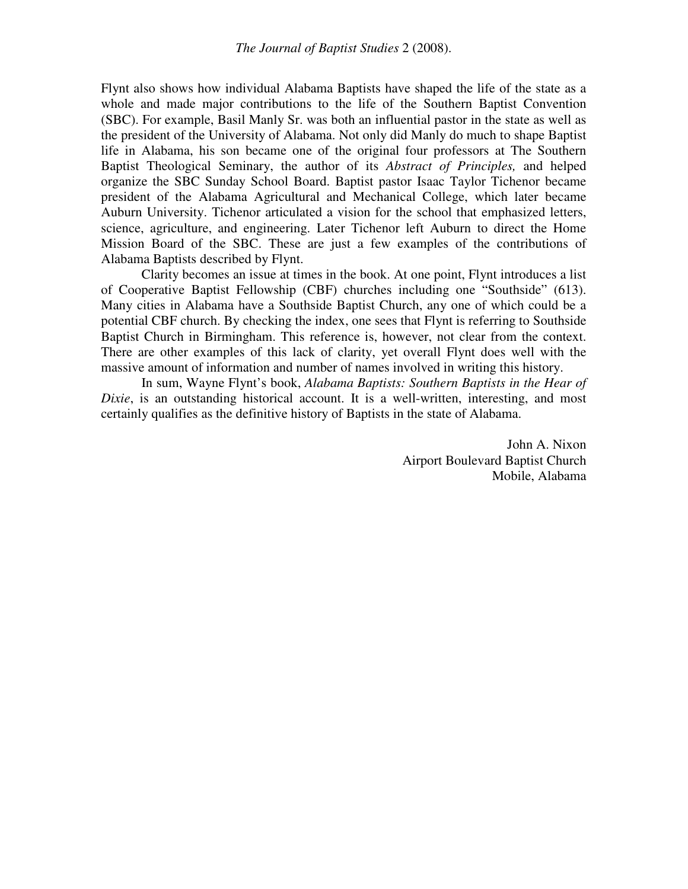Flynt also shows how individual Alabama Baptists have shaped the life of the state as a whole and made major contributions to the life of the Southern Baptist Convention (SBC). For example, Basil Manly Sr. was both an influential pastor in the state as well as the president of the University of Alabama. Not only did Manly do much to shape Baptist life in Alabama, his son became one of the original four professors at The Southern Baptist Theological Seminary, the author of its *Abstract of Principles,* and helped organize the SBC Sunday School Board. Baptist pastor Isaac Taylor Tichenor became president of the Alabama Agricultural and Mechanical College, which later became Auburn University. Tichenor articulated a vision for the school that emphasized letters, science, agriculture, and engineering. Later Tichenor left Auburn to direct the Home Mission Board of the SBC. These are just a few examples of the contributions of Alabama Baptists described by Flynt.

Clarity becomes an issue at times in the book. At one point, Flynt introduces a list of Cooperative Baptist Fellowship (CBF) churches including one "Southside" (613). Many cities in Alabama have a Southside Baptist Church, any one of which could be a potential CBF church. By checking the index, one sees that Flynt is referring to Southside Baptist Church in Birmingham. This reference is, however, not clear from the context. There are other examples of this lack of clarity, yet overall Flynt does well with the massive amount of information and number of names involved in writing this history.

In sum, Wayne Flynt's book, *Alabama Baptists: Southern Baptists in the Hear of Dixie*, is an outstanding historical account. It is a well-written, interesting, and most certainly qualifies as the definitive history of Baptists in the state of Alabama.

John A. Nixon
Airport Boulevard Baptist Church
Mobile, Alabama